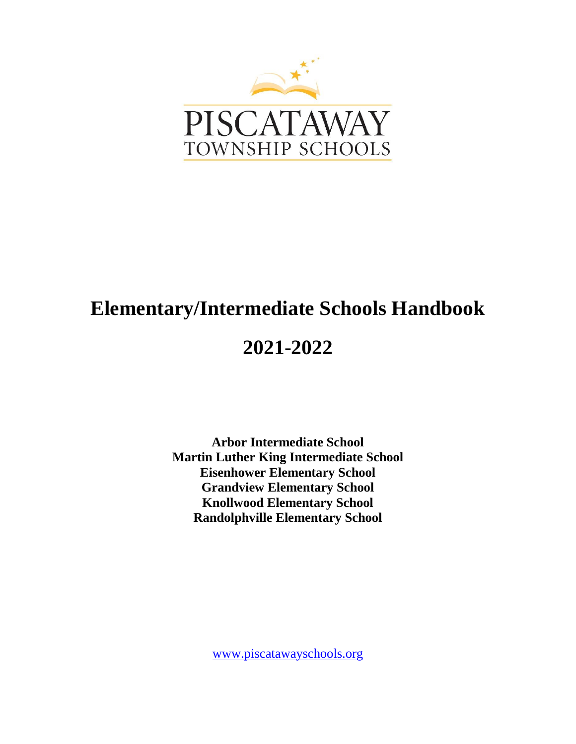PISCATAWAY
TOWNSHIP SCHOOLS

# Elementary/Intermediate Schools Handbook

# 2021-2022

**Arbor Intermediate School**
**Martin Luther King Intermediate School**
**Eisenhower Elementary School**
**Grandview Elementary School**
**Knollwood Elementary School**
**Randolphville Elementary School**

www.piscatawayschools.org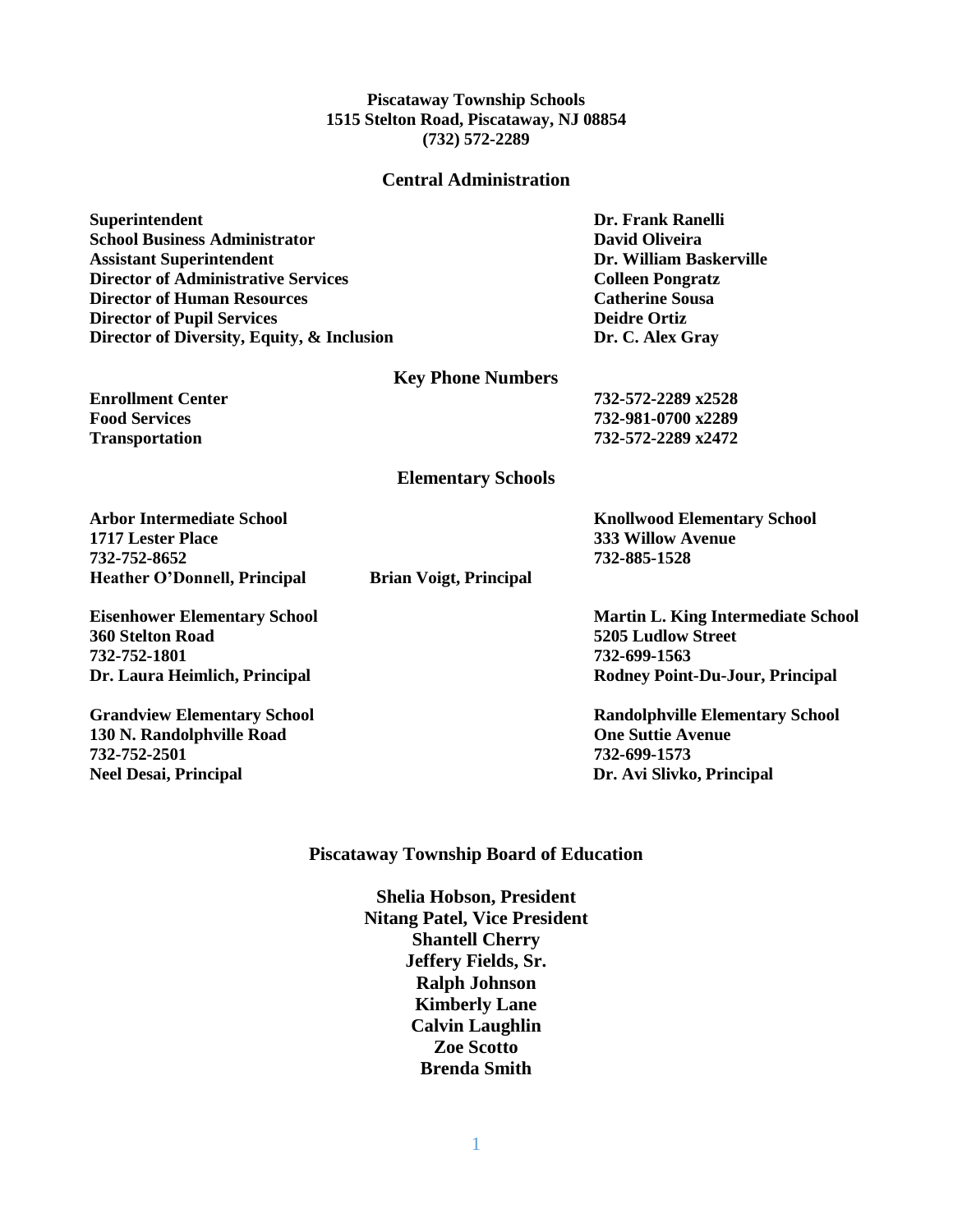**Piscataway Township Schools**
**1515 Stelton Road, Piscataway, NJ 08854**
**(732) 572-2289**

## Central Administration

| | |
|---|---|
| **Superintendent** | **Dr. Frank Ranelli** |
| **School Business Administrator** | **David Oliveira** |
| **Assistant Superintendent** | **Dr. William Baskerville** |
| **Director of Administrative Services** | **Colleen Pongratz** |
| **Director of Human Resources** | **Catherine Sousa** |
| **Director of Pupil Services** | **Deidre Ortiz** |
| **Director of Diversity, Equity, & Inclusion** | **Dr. C. Alex Gray** |

## Key Phone Numbers

| | |
|---|---|
| **Enrollment Center** | **732-572-2289 x2528** |
| **Food Services** | **732-981-0700 x2289** |
| **Transportation** | **732-572-2289 x2472** |

## Elementary Schools

**Arbor Intermediate School**
**1717 Lester Place**
**732-752-8652**
**Heather O'Donnell, Principal**

**Knollwood Elementary School**
**333 Willow Avenue**
**732-885-1528**
**Brian Voigt, Principal**

**Eisenhower Elementary School**
**360 Stelton Road**
**732-752-1801**
**Dr. Laura Heimlich, Principal**

**Martin L. King Intermediate School**
**5205 Ludlow Street**
**732-699-1563**
**Rodney Point-Du-Jour, Principal**

**Grandview Elementary School**
**130 N. Randolphville Road**
**732-752-2501**
**Neel Desai, Principal**

**Randolphville Elementary School**
**One Suttie Avenue**
**732-699-1573**
**Dr. Avi Slivko, Principal**

## Piscataway Township Board of Education

**Shelia Hobson, President**
**Nitang Patel, Vice President**
**Shantell Cherry**
**Jeffery Fields, Sr.**
**Ralph Johnson**
**Kimberly Lane**
**Calvin Laughlin**
**Zoe Scotto**
**Brenda Smith**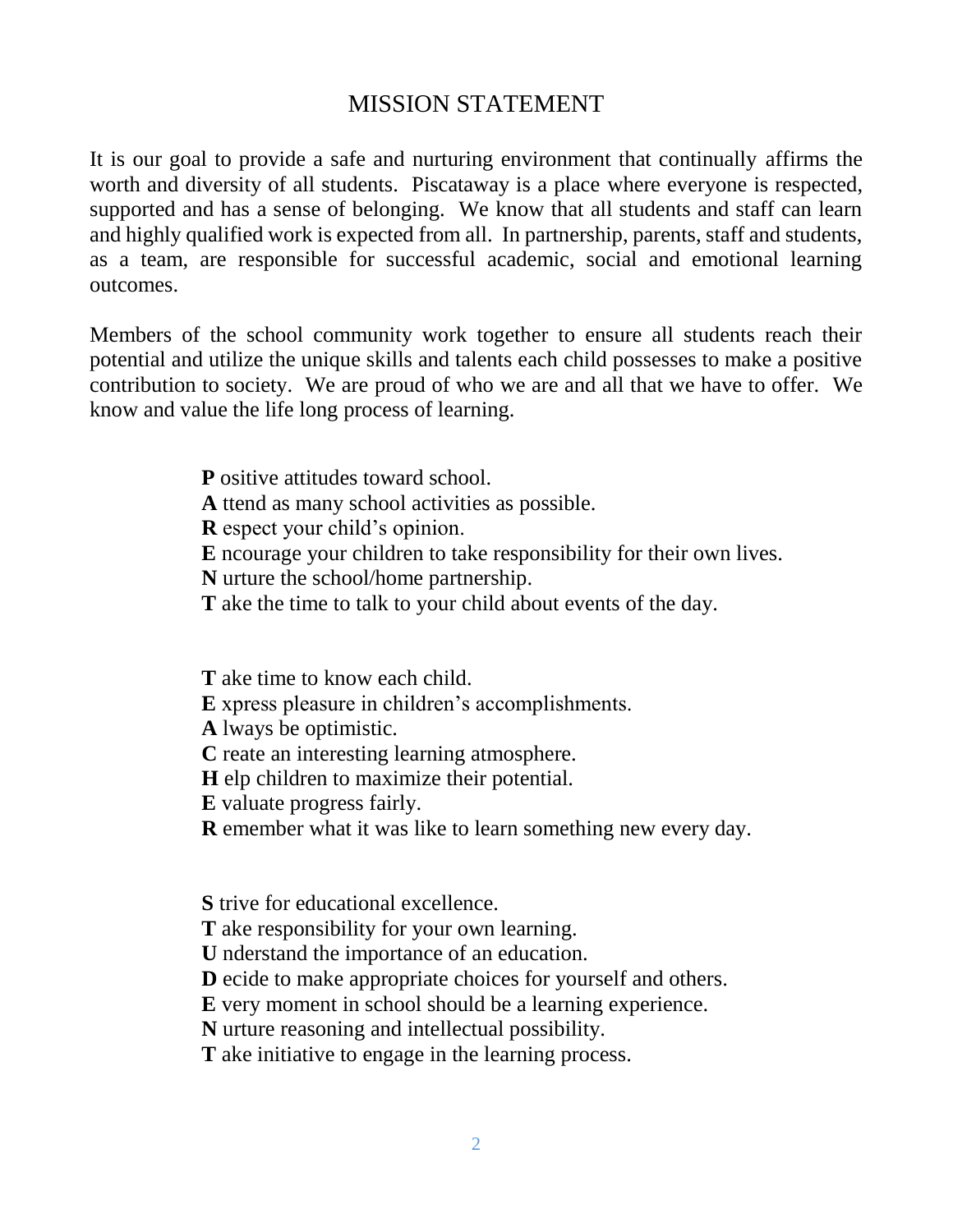# MISSION STATEMENT

It is our goal to provide a safe and nurturing environment that continually affirms the worth and diversity of all students. Piscataway is a place where everyone is respected, supported and has a sense of belonging. We know that all students and staff can learn and highly qualified work is expected from all. In partnership, parents, staff and students, as a team, are responsible for successful academic, social and emotional learning outcomes.

Members of the school community work together to ensure all students reach their potential and utilize the unique skills and talents each child possesses to make a positive contribution to society. We are proud of who we are and all that we have to offer. We know and value the life long process of learning.

**P** ositive attitudes toward school.
**A** ttend as many school activities as possible.
**R** espect your child's opinion.
**E** ncourage your children to take responsibility for their own lives.
**N** urture the school/home partnership.
**T** ake the time to talk to your child about events of the day.

**T** ake time to know each child.
**E** xpress pleasure in children's accomplishments.
**A** lways be optimistic.
**C** reate an interesting learning atmosphere.
**H** elp children to maximize their potential.
**E** valuate progress fairly.
**R** emember what it was like to learn something new every day.

**S** trive for educational excellence.
**T** ake responsibility for your own learning.
**U** nderstand the importance of an education.
**D** ecide to make appropriate choices for yourself and others.
**E** very moment in school should be a learning experience.
**N** urture reasoning and intellectual possibility.
**T** ake initiative to engage in the learning process.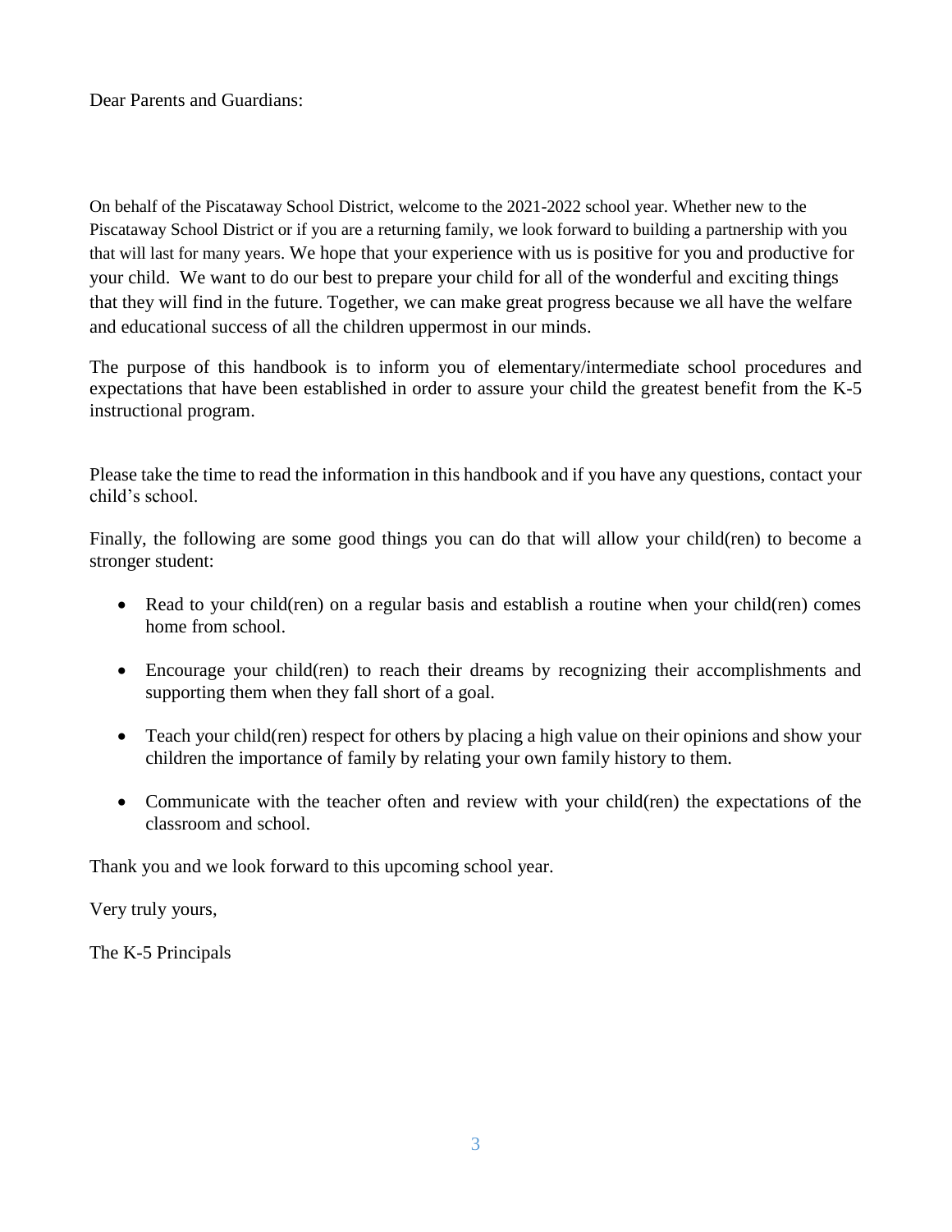Dear Parents and Guardians:

On behalf of the Piscataway School District, welcome to the 2021-2022 school year. Whether new to the Piscataway School District or if you are a returning family, we look forward to building a partnership with you that will last for many years. We hope that your experience with us is positive for you and productive for your child. We want to do our best to prepare your child for all of the wonderful and exciting things that they will find in the future. Together, we can make great progress because we all have the welfare and educational success of all the children uppermost in our minds.

The purpose of this handbook is to inform you of elementary/intermediate school procedures and expectations that have been established in order to assure your child the greatest benefit from the K-5 instructional program.

Please take the time to read the information in this handbook and if you have any questions, contact your child's school.

Finally, the following are some good things you can do that will allow your child(ren) to become a stronger student:

- Read to your child(ren) on a regular basis and establish a routine when your child(ren) comes home from school.
- Encourage your child(ren) to reach their dreams by recognizing their accomplishments and supporting them when they fall short of a goal.
- Teach your child(ren) respect for others by placing a high value on their opinions and show your children the importance of family by relating your own family history to them.
- Communicate with the teacher often and review with your child(ren) the expectations of the classroom and school.

Thank you and we look forward to this upcoming school year.

Very truly yours,

The K-5 Principals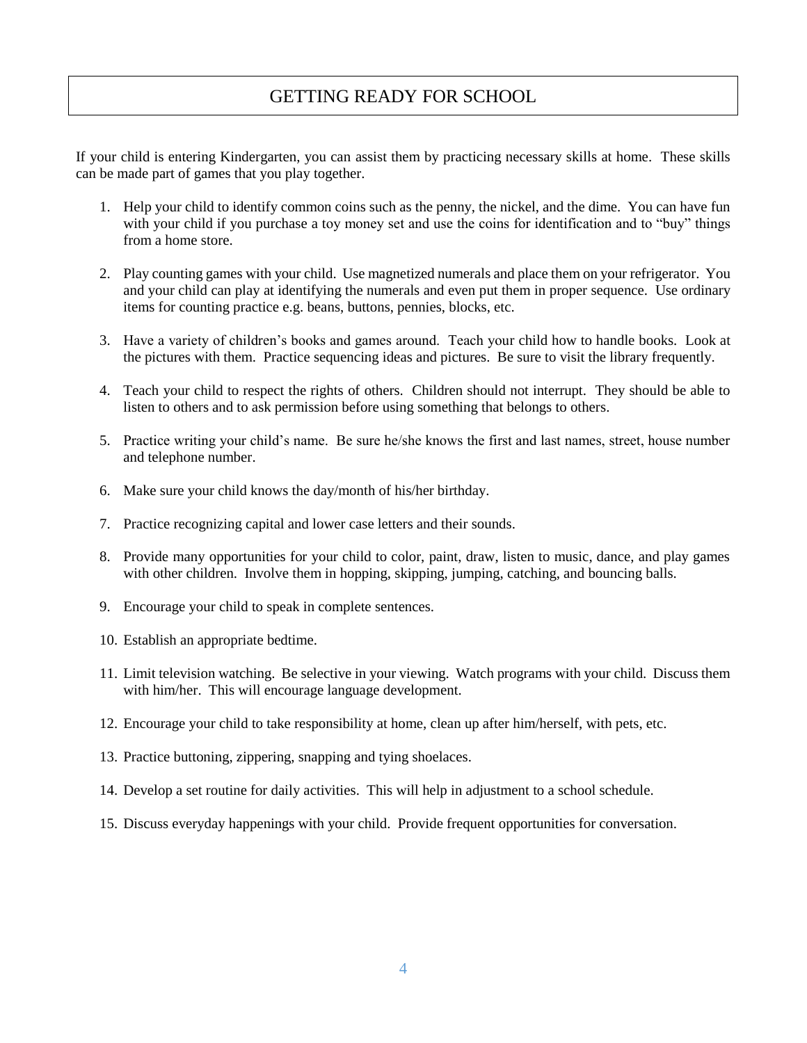# GETTING READY FOR SCHOOL

If your child is entering Kindergarten, you can assist them by practicing necessary skills at home. These skills can be made part of games that you play together.

1. Help your child to identify common coins such as the penny, the nickel, and the dime. You can have fun with your child if you purchase a toy money set and use the coins for identification and to "buy" things from a home store.

2. Play counting games with your child. Use magnetized numerals and place them on your refrigerator. You and your child can play at identifying the numerals and even put them in proper sequence. Use ordinary items for counting practice e.g. beans, buttons, pennies, blocks, etc.

3. Have a variety of children's books and games around. Teach your child how to handle books. Look at the pictures with them. Practice sequencing ideas and pictures. Be sure to visit the library frequently.

4. Teach your child to respect the rights of others. Children should not interrupt. They should be able to listen to others and to ask permission before using something that belongs to others.

5. Practice writing your child's name. Be sure he/she knows the first and last names, street, house number and telephone number.

6. Make sure your child knows the day/month of his/her birthday.

7. Practice recognizing capital and lower case letters and their sounds.

8. Provide many opportunities for your child to color, paint, draw, listen to music, dance, and play games with other children. Involve them in hopping, skipping, jumping, catching, and bouncing balls.

9. Encourage your child to speak in complete sentences.

10. Establish an appropriate bedtime.

11. Limit television watching. Be selective in your viewing. Watch programs with your child. Discuss them with him/her. This will encourage language development.

12. Encourage your child to take responsibility at home, clean up after him/herself, with pets, etc.

13. Practice buttoning, zippering, snapping and tying shoelaces.

14. Develop a set routine for daily activities. This will help in adjustment to a school schedule.

15. Discuss everyday happenings with your child. Provide frequent opportunities for conversation.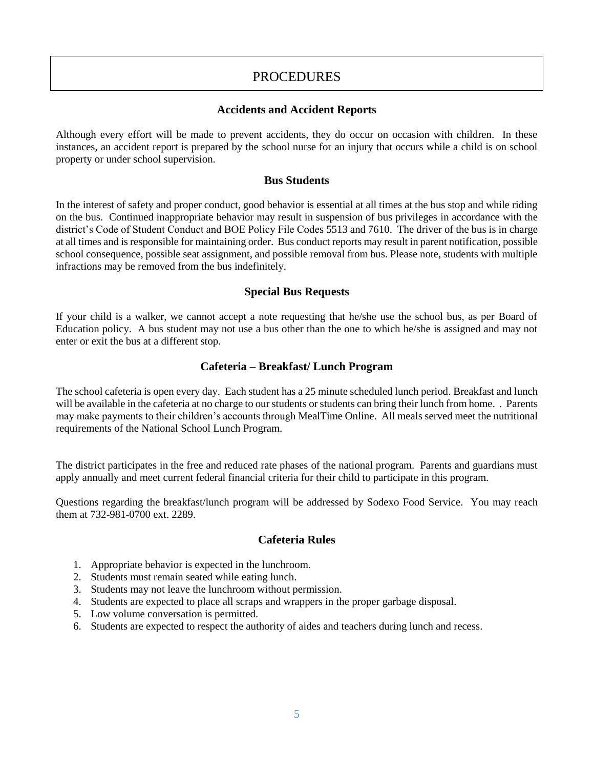# PROCEDURES

## Accidents and Accident Reports

Although every effort will be made to prevent accidents, they do occur on occasion with children. In these instances, an accident report is prepared by the school nurse for an injury that occurs while a child is on school property or under school supervision.

## Bus Students

In the interest of safety and proper conduct, good behavior is essential at all times at the bus stop and while riding on the bus. Continued inappropriate behavior may result in suspension of bus privileges in accordance with the district's Code of Student Conduct and BOE Policy File Codes 5513 and 7610. The driver of the bus is in charge at all times and is responsible for maintaining order. Bus conduct reports may result in parent notification, possible school consequence, possible seat assignment, and possible removal from bus. Please note, students with multiple infractions may be removed from the bus indefinitely.

## Special Bus Requests

If your child is a walker, we cannot accept a note requesting that he/she use the school bus, as per Board of Education policy. A bus student may not use a bus other than the one to which he/she is assigned and may not enter or exit the bus at a different stop.

## Cafeteria – Breakfast/ Lunch Program

The school cafeteria is open every day. Each student has a 25 minute scheduled lunch period. Breakfast and lunch will be available in the cafeteria at no charge to our students or students can bring their lunch from home. . Parents may make payments to their children's accounts through MealTime Online. All meals served meet the nutritional requirements of the National School Lunch Program.

The district participates in the free and reduced rate phases of the national program. Parents and guardians must apply annually and meet current federal financial criteria for their child to participate in this program.

Questions regarding the breakfast/lunch program will be addressed by Sodexo Food Service. You may reach them at 732-981-0700 ext. 2289.

## Cafeteria Rules

1. Appropriate behavior is expected in the lunchroom.
2. Students must remain seated while eating lunch.
3. Students may not leave the lunchroom without permission.
4. Students are expected to place all scraps and wrappers in the proper garbage disposal.
5. Low volume conversation is permitted.
6. Students are expected to respect the authority of aides and teachers during lunch and recess.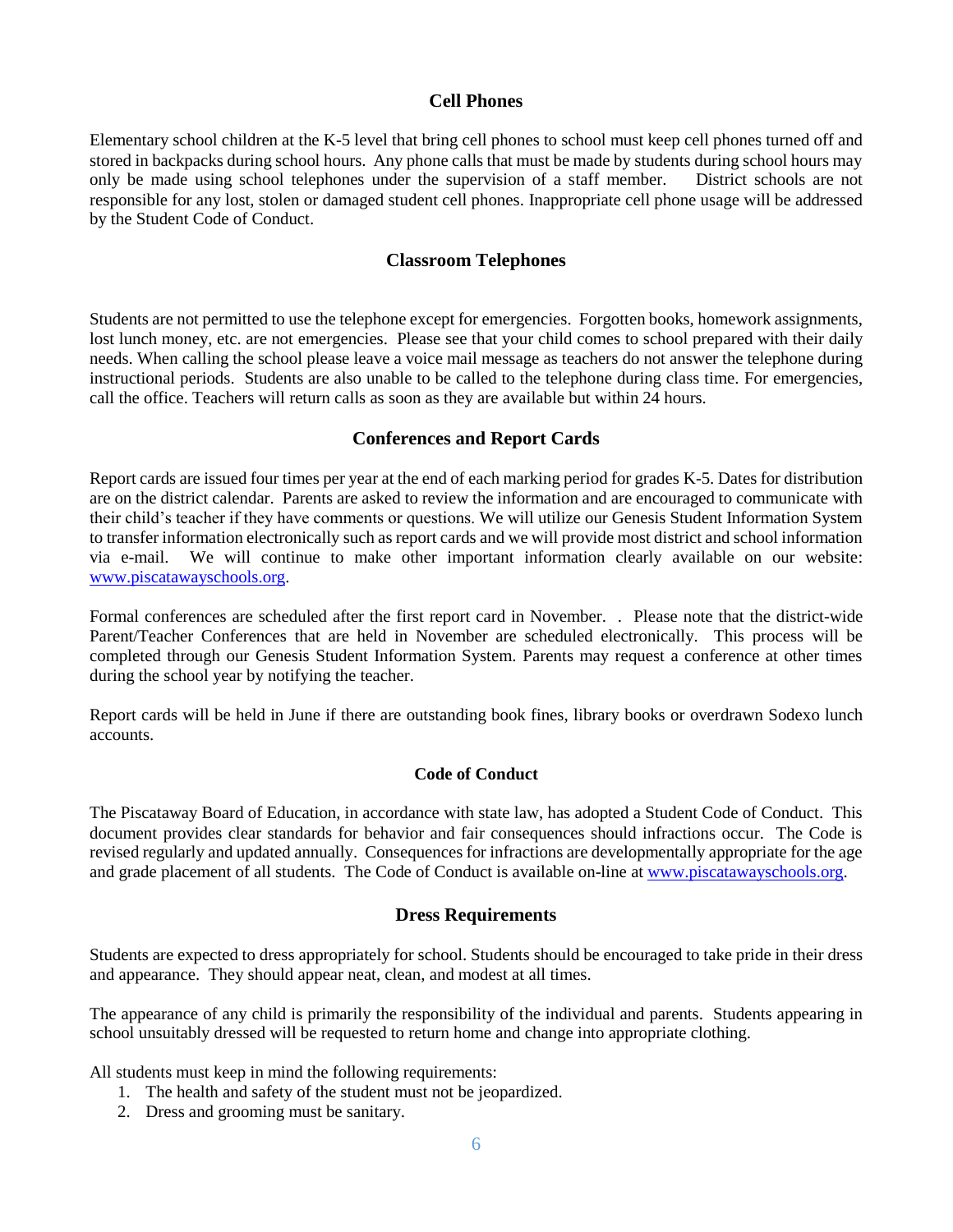## Cell Phones

Elementary school children at the K-5 level that bring cell phones to school must keep cell phones turned off and stored in backpacks during school hours. Any phone calls that must be made by students during school hours may only be made using school telephones under the supervision of a staff member. District schools are not responsible for any lost, stolen or damaged student cell phones. Inappropriate cell phone usage will be addressed by the Student Code of Conduct.

## Classroom Telephones

Students are not permitted to use the telephone except for emergencies. Forgotten books, homework assignments, lost lunch money, etc. are not emergencies. Please see that your child comes to school prepared with their daily needs. When calling the school please leave a voice mail message as teachers do not answer the telephone during instructional periods. Students are also unable to be called to the telephone during class time. For emergencies, call the office. Teachers will return calls as soon as they are available but within 24 hours.

## Conferences and Report Cards

Report cards are issued four times per year at the end of each marking period for grades K-5. Dates for distribution are on the district calendar. Parents are asked to review the information and are encouraged to communicate with their child's teacher if they have comments or questions. We will utilize our Genesis Student Information System to transfer information electronically such as report cards and we will provide most district and school information via e-mail. We will continue to make other important information clearly available on our website: www.piscatawayschools.org.

Formal conferences are scheduled after the first report card in November. . Please note that the district-wide Parent/Teacher Conferences that are held in November are scheduled electronically. This process will be completed through our Genesis Student Information System. Parents may request a conference at other times during the school year by notifying the teacher.

Report cards will be held in June if there are outstanding book fines, library books or overdrawn Sodexo lunch accounts.

## Code of Conduct

The Piscataway Board of Education, in accordance with state law, has adopted a Student Code of Conduct. This document provides clear standards for behavior and fair consequences should infractions occur. The Code is revised regularly and updated annually. Consequences for infractions are developmentally appropriate for the age and grade placement of all students. The Code of Conduct is available on-line at www.piscatawayschools.org.

## Dress Requirements

Students are expected to dress appropriately for school. Students should be encouraged to take pride in their dress and appearance. They should appear neat, clean, and modest at all times.

The appearance of any child is primarily the responsibility of the individual and parents. Students appearing in school unsuitably dressed will be requested to return home and change into appropriate clothing.

All students must keep in mind the following requirements:

1. The health and safety of the student must not be jeopardized.
2. Dress and grooming must be sanitary.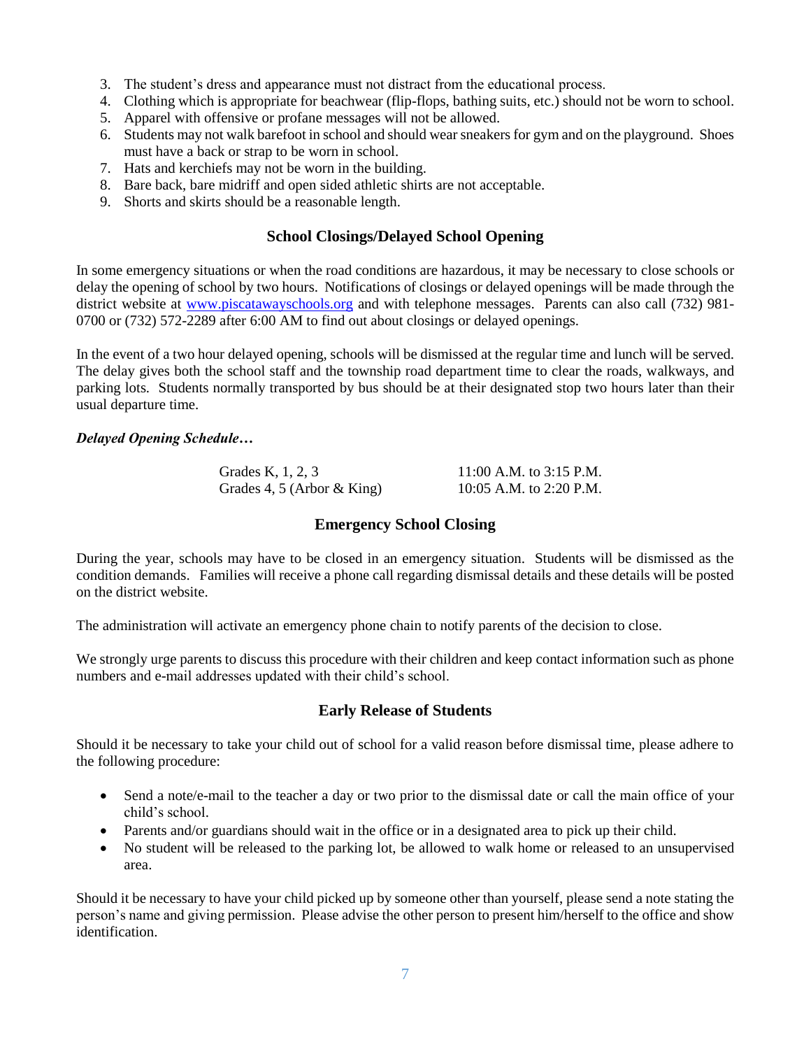3. The student's dress and appearance must not distract from the educational process.
4. Clothing which is appropriate for beachwear (flip-flops, bathing suits, etc.) should not be worn to school.
5. Apparel with offensive or profane messages will not be allowed.
6. Students may not walk barefoot in school and should wear sneakers for gym and on the playground. Shoes must have a back or strap to be worn in school.
7. Hats and kerchiefs may not be worn in the building.
8. Bare back, bare midriff and open sided athletic shirts are not acceptable.
9. Shorts and skirts should be a reasonable length.

## School Closings/Delayed School Opening

In some emergency situations or when the road conditions are hazardous, it may be necessary to close schools or delay the opening of school by two hours. Notifications of closings or delayed openings will be made through the district website at [www.piscatawayschools.org](www.piscatawayschools.org) and with telephone messages. Parents can also call (732) 981-0700 or (732) 572-2289 after 6:00 AM to find out about closings or delayed openings.

In the event of a two hour delayed opening, schools will be dismissed at the regular time and lunch will be served. The delay gives both the school staff and the township road department time to clear the roads, walkways, and parking lots. Students normally transported by bus should be at their designated stop two hours later than their usual departure time.

***Delayed Opening Schedule…***

| Grades | Time |
|---|---|
| Grades K, 1, 2, 3 | 11:00 A.M. to 3:15 P.M. |
| Grades 4, 5 (Arbor & King) | 10:05 A.M. to 2:20 P.M. |

## Emergency School Closing

During the year, schools may have to be closed in an emergency situation. Students will be dismissed as the condition demands. Families will receive a phone call regarding dismissal details and these details will be posted on the district website.

The administration will activate an emergency phone chain to notify parents of the decision to close.

We strongly urge parents to discuss this procedure with their children and keep contact information such as phone numbers and e-mail addresses updated with their child's school.

## Early Release of Students

Should it be necessary to take your child out of school for a valid reason before dismissal time, please adhere to the following procedure:

- Send a note/e-mail to the teacher a day or two prior to the dismissal date or call the main office of your child's school.
- Parents and/or guardians should wait in the office or in a designated area to pick up their child.
- No student will be released to the parking lot, be allowed to walk home or released to an unsupervised area.

Should it be necessary to have your child picked up by someone other than yourself, please send a note stating the person's name and giving permission. Please advise the other person to present him/herself to the office and show identification.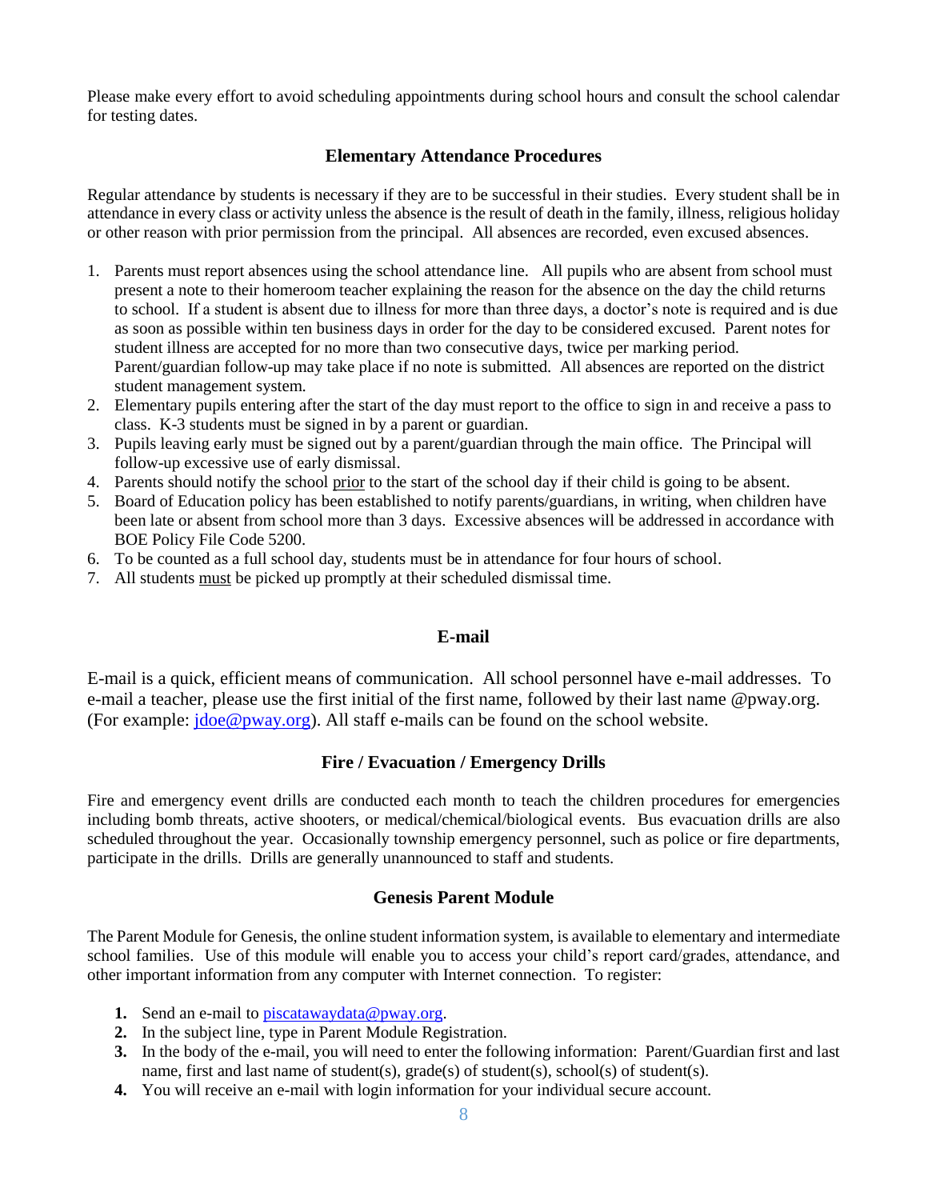Please make every effort to avoid scheduling appointments during school hours and consult the school calendar for testing dates.

## Elementary Attendance Procedures

Regular attendance by students is necessary if they are to be successful in their studies. Every student shall be in attendance in every class or activity unless the absence is the result of death in the family, illness, religious holiday or other reason with prior permission from the principal. All absences are recorded, even excused absences.

1. Parents must report absences using the school attendance line. All pupils who are absent from school must present a note to their homeroom teacher explaining the reason for the absence on the day the child returns to school. If a student is absent due to illness for more than three days, a doctor's note is required and is due as soon as possible within ten business days in order for the day to be considered excused. Parent notes for student illness are accepted for no more than two consecutive days, twice per marking period. Parent/guardian follow-up may take place if no note is submitted. All absences are reported on the district student management system.
2. Elementary pupils entering after the start of the day must report to the office to sign in and receive a pass to class. K-3 students must be signed in by a parent or guardian.
3. Pupils leaving early must be signed out by a parent/guardian through the main office. The Principal will follow-up excessive use of early dismissal.
4. Parents should notify the school <u>prior</u> to the start of the school day if their child is going to be absent.
5. Board of Education policy has been established to notify parents/guardians, in writing, when children have been late or absent from school more than 3 days. Excessive absences will be addressed in accordance with BOE Policy File Code 5200.
6. To be counted as a full school day, students must be in attendance for four hours of school.
7. All students <u>must</u> be picked up promptly at their scheduled dismissal time.

## E-mail

E-mail is a quick, efficient means of communication. All school personnel have e-mail addresses. To e-mail a teacher, please use the first initial of the first name, followed by their last name @pway.org. (For example: jdoe@pway.org). All staff e-mails can be found on the school website.

## Fire / Evacuation / Emergency Drills

Fire and emergency event drills are conducted each month to teach the children procedures for emergencies including bomb threats, active shooters, or medical/chemical/biological events. Bus evacuation drills are also scheduled throughout the year. Occasionally township emergency personnel, such as police or fire departments, participate in the drills. Drills are generally unannounced to staff and students.

## Genesis Parent Module

The Parent Module for Genesis, the online student information system, is available to elementary and intermediate school families. Use of this module will enable you to access your child's report card/grades, attendance, and other important information from any computer with Internet connection. To register:

1. Send an e-mail to piscatawaydata@pway.org.
2. In the subject line, type in Parent Module Registration.
3. In the body of the e-mail, you will need to enter the following information: Parent/Guardian first and last name, first and last name of student(s), grade(s) of student(s), school(s) of student(s).
4. You will receive an e-mail with login information for your individual secure account.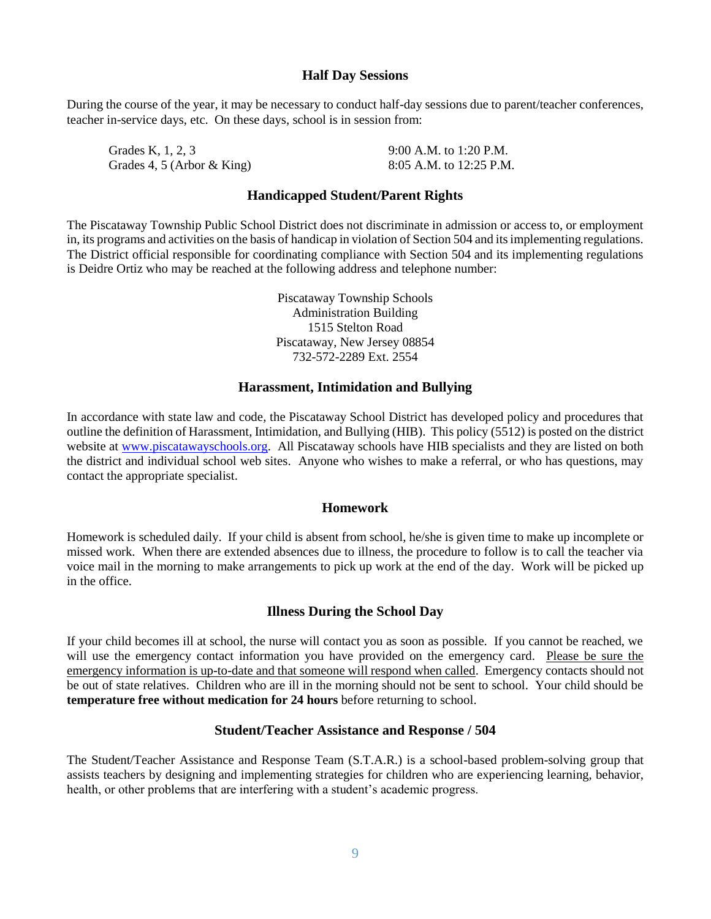## Half Day Sessions

During the course of the year, it may be necessary to conduct half-day sessions due to parent/teacher conferences, teacher in-service days, etc. On these days, school is in session from:

| | |
|---|---|
| Grades K, 1, 2, 3 | 9:00 A.M. to 1:20 P.M. |
| Grades 4, 5 (Arbor & King) | 8:05 A.M. to 12:25 P.M. |

## Handicapped Student/Parent Rights

The Piscataway Township Public School District does not discriminate in admission or access to, or employment in, its programs and activities on the basis of handicap in violation of Section 504 and its implementing regulations. The District official responsible for coordinating compliance with Section 504 and its implementing regulations is Deidre Ortiz who may be reached at the following address and telephone number:

Piscataway Township Schools
Administration Building
1515 Stelton Road
Piscataway, New Jersey 08854
732-572-2289 Ext. 2554

## Harassment, Intimidation and Bullying

In accordance with state law and code, the Piscataway School District has developed policy and procedures that outline the definition of Harassment, Intimidation, and Bullying (HIB). This policy (5512) is posted on the district website at [www.piscatawayschools.org](http://www.piscatawayschools.org). All Piscataway schools have HIB specialists and they are listed on both the district and individual school web sites. Anyone who wishes to make a referral, or who has questions, may contact the appropriate specialist.

## Homework

Homework is scheduled daily. If your child is absent from school, he/she is given time to make up incomplete or missed work. When there are extended absences due to illness, the procedure to follow is to call the teacher via voice mail in the morning to make arrangements to pick up work at the end of the day. Work will be picked up in the office.

## Illness During the School Day

If your child becomes ill at school, the nurse will contact you as soon as possible. If you cannot be reached, we will use the emergency contact information you have provided on the emergency card. Please be sure the emergency information is up-to-date and that someone will respond when called. Emergency contacts should not be out of state relatives. Children who are ill in the morning should not be sent to school. Your child should be **temperature free without medication for 24 hours** before returning to school.

## Student/Teacher Assistance and Response / 504

The Student/Teacher Assistance and Response Team (S.T.A.R.) is a school-based problem-solving group that assists teachers by designing and implementing strategies for children who are experiencing learning, behavior, health, or other problems that are interfering with a student's academic progress.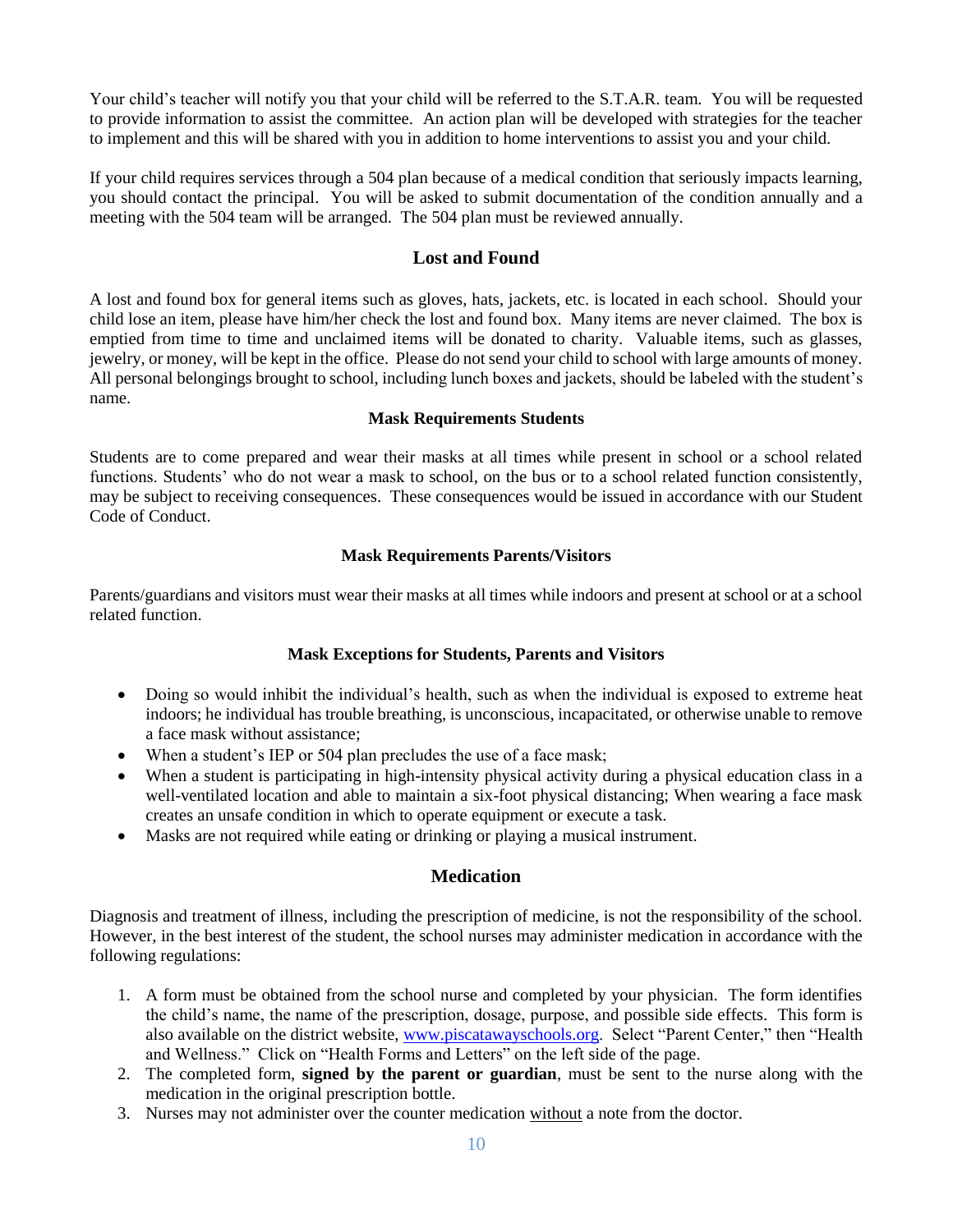Your child's teacher will notify you that your child will be referred to the S.T.A.R. team. You will be requested to provide information to assist the committee. An action plan will be developed with strategies for the teacher to implement and this will be shared with you in addition to home interventions to assist you and your child.

If your child requires services through a 504 plan because of a medical condition that seriously impacts learning, you should contact the principal. You will be asked to submit documentation of the condition annually and a meeting with the 504 team will be arranged. The 504 plan must be reviewed annually.

## Lost and Found

A lost and found box for general items such as gloves, hats, jackets, etc. is located in each school. Should your child lose an item, please have him/her check the lost and found box. Many items are never claimed. The box is emptied from time to time and unclaimed items will be donated to charity. Valuable items, such as glasses, jewelry, or money, will be kept in the office. Please do not send your child to school with large amounts of money. All personal belongings brought to school, including lunch boxes and jackets, should be labeled with the student's name.

### Mask Requirements Students

Students are to come prepared and wear their masks at all times while present in school or a school related functions. Students' who do not wear a mask to school, on the bus or to a school related function consistently, may be subject to receiving consequences. These consequences would be issued in accordance with our Student Code of Conduct.

### Mask Requirements Parents/Visitors

Parents/guardians and visitors must wear their masks at all times while indoors and present at school or at a school related function.

### Mask Exceptions for Students, Parents and Visitors

- Doing so would inhibit the individual's health, such as when the individual is exposed to extreme heat indoors; he individual has trouble breathing, is unconscious, incapacitated, or otherwise unable to remove a face mask without assistance;
- When a student's IEP or 504 plan precludes the use of a face mask;
- When a student is participating in high-intensity physical activity during a physical education class in a well-ventilated location and able to maintain a six-foot physical distancing; When wearing a face mask creates an unsafe condition in which to operate equipment or execute a task.
- Masks are not required while eating or drinking or playing a musical instrument.

## Medication

Diagnosis and treatment of illness, including the prescription of medicine, is not the responsibility of the school. However, in the best interest of the student, the school nurses may administer medication in accordance with the following regulations:

1. A form must be obtained from the school nurse and completed by your physician. The form identifies the child's name, the name of the prescription, dosage, purpose, and possible side effects. This form is also available on the district website, [www.piscatawayschools.org](http://www.piscatawayschools.org). Select "Parent Center," then "Health and Wellness." Click on "Health Forms and Letters" on the left side of the page.
2. The completed form, **signed by the parent or guardian**, must be sent to the nurse along with the medication in the original prescription bottle.
3. Nurses may not administer over the counter medication <u>without</u> a note from the doctor.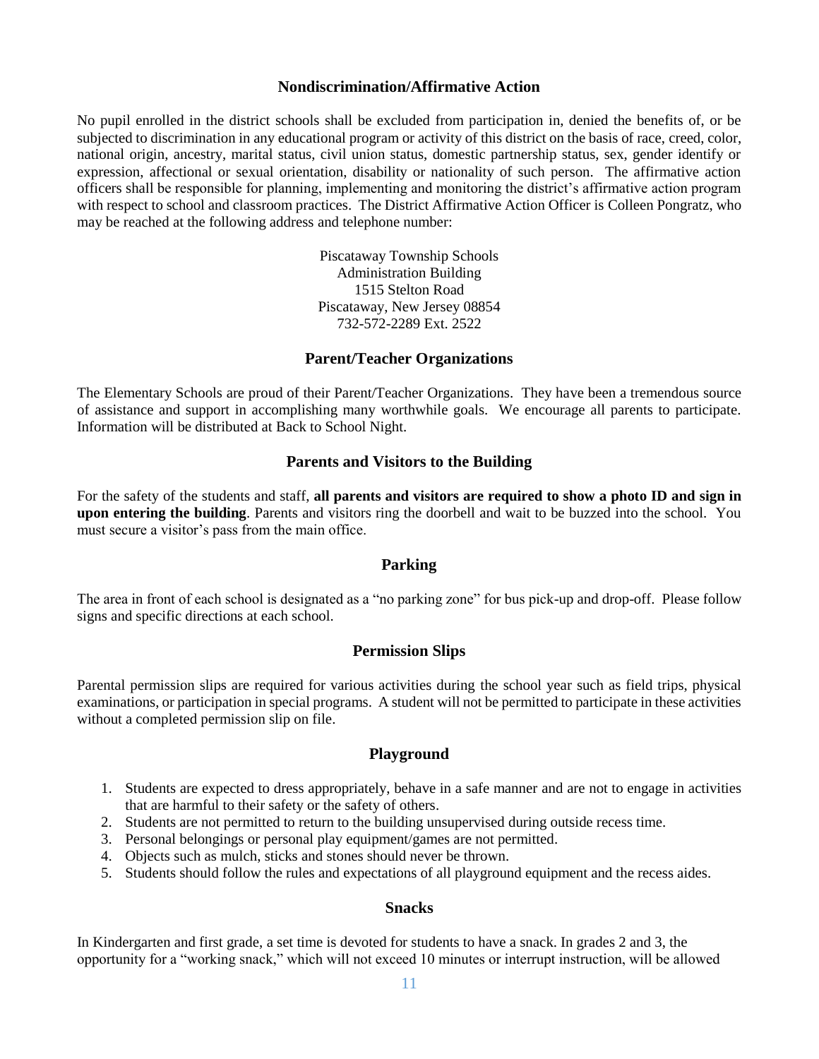## Nondiscrimination/Affirmative Action

No pupil enrolled in the district schools shall be excluded from participation in, denied the benefits of, or be subjected to discrimination in any educational program or activity of this district on the basis of race, creed, color, national origin, ancestry, marital status, civil union status, domestic partnership status, sex, gender identify or expression, affectional or sexual orientation, disability or nationality of such person. The affirmative action officers shall be responsible for planning, implementing and monitoring the district's affirmative action program with respect to school and classroom practices. The District Affirmative Action Officer is Colleen Pongratz, who may be reached at the following address and telephone number:

Piscataway Township Schools
Administration Building
1515 Stelton Road
Piscataway, New Jersey 08854
732-572-2289 Ext. 2522

## Parent/Teacher Organizations

The Elementary Schools are proud of their Parent/Teacher Organizations. They have been a tremendous source of assistance and support in accomplishing many worthwhile goals. We encourage all parents to participate. Information will be distributed at Back to School Night.

## Parents and Visitors to the Building

For the safety of the students and staff, **all parents and visitors are required to show a photo ID and sign in upon entering the building**. Parents and visitors ring the doorbell and wait to be buzzed into the school. You must secure a visitor's pass from the main office.

## Parking

The area in front of each school is designated as a "no parking zone" for bus pick-up and drop-off. Please follow signs and specific directions at each school.

## Permission Slips

Parental permission slips are required for various activities during the school year such as field trips, physical examinations, or participation in special programs. A student will not be permitted to participate in these activities without a completed permission slip on file.

## Playground

1. Students are expected to dress appropriately, behave in a safe manner and are not to engage in activities that are harmful to their safety or the safety of others.
2. Students are not permitted to return to the building unsupervised during outside recess time.
3. Personal belongings or personal play equipment/games are not permitted.
4. Objects such as mulch, sticks and stones should never be thrown.
5. Students should follow the rules and expectations of all playground equipment and the recess aides.

## Snacks

In Kindergarten and first grade, a set time is devoted for students to have a snack. In grades 2 and 3, the opportunity for a "working snack," which will not exceed 10 minutes or interrupt instruction, will be allowed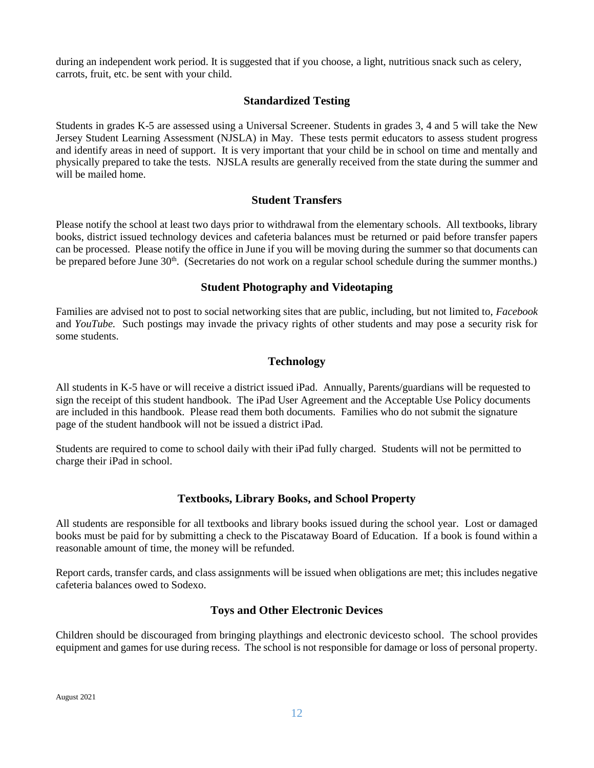during an independent work period. It is suggested that if you choose, a light, nutritious snack such as celery, carrots, fruit, etc. be sent with your child.

## Standardized Testing

Students in grades K-5 are assessed using a Universal Screener. Students in grades 3, 4 and 5 will take the New Jersey Student Learning Assessment (NJSLA) in May. These tests permit educators to assess student progress and identify areas in need of support. It is very important that your child be in school on time and mentally and physically prepared to take the tests. NJSLA results are generally received from the state during the summer and will be mailed home.

## Student Transfers

Please notify the school at least two days prior to withdrawal from the elementary schools. All textbooks, library books, district issued technology devices and cafeteria balances must be returned or paid before transfer papers can be processed. Please notify the office in June if you will be moving during the summer so that documents can be prepared before June 30th. (Secretaries do not work on a regular school schedule during the summer months.)

## Student Photography and Videotaping

Families are advised not to post to social networking sites that are public, including, but not limited to, *Facebook* and *YouTube.* Such postings may invade the privacy rights of other students and may pose a security risk for some students.

## Technology

All students in K-5 have or will receive a district issued iPad. Annually, Parents/guardians will be requested to sign the receipt of this student handbook. The iPad User Agreement and the Acceptable Use Policy documents are included in this handbook. Please read them both documents. Families who do not submit the signature page of the student handbook will not be issued a district iPad.

Students are required to come to school daily with their iPad fully charged. Students will not be permitted to charge their iPad in school.

## Textbooks, Library Books, and School Property

All students are responsible for all textbooks and library books issued during the school year. Lost or damaged books must be paid for by submitting a check to the Piscataway Board of Education. If a book is found within a reasonable amount of time, the money will be refunded.

Report cards, transfer cards, and class assignments will be issued when obligations are met; this includes negative cafeteria balances owed to Sodexo.

## Toys and Other Electronic Devices

Children should be discouraged from bringing playthings and electronic devicesto school. The school provides equipment and games for use during recess. The school is not responsible for damage or loss of personal property.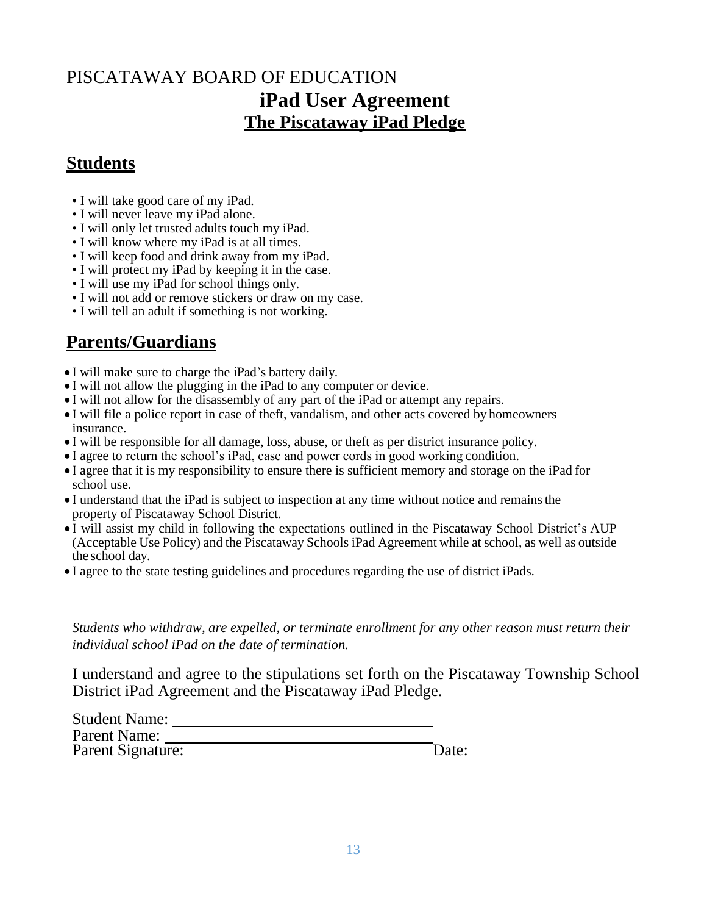PISCATAWAY BOARD OF EDUCATION

# iPad User Agreement

## The Piscataway iPad Pledge

## Students

- I will take good care of my iPad.
- I will never leave my iPad alone.
- I will only let trusted adults touch my iPad.
- I will know where my iPad is at all times.
- I will keep food and drink away from my iPad.
- I will protect my iPad by keeping it in the case.
- I will use my iPad for school things only.
- I will not add or remove stickers or draw on my case.
- I will tell an adult if something is not working.

## Parents/Guardians

- I will make sure to charge the iPad's battery daily.
- I will not allow the plugging in the iPad to any computer or device.
- I will not allow for the disassembly of any part of the iPad or attempt any repairs.
- I will file a police report in case of theft, vandalism, and other acts covered by homeowners insurance.
- I will be responsible for all damage, loss, abuse, or theft as per district insurance policy.
- I agree to return the school's iPad, case and power cords in good working condition.
- I agree that it is my responsibility to ensure there is sufficient memory and storage on the iPad for school use.
- I understand that the iPad is subject to inspection at any time without notice and remains the property of Piscataway School District.
- I will assist my child in following the expectations outlined in the Piscataway School District's AUP (Acceptable Use Policy) and the Piscataway Schools iPad Agreement while at school, as well as outside the school day.
- I agree to the state testing guidelines and procedures regarding the use of district iPads.

*Students who withdraw, are expelled, or terminate enrollment for any other reason must return their individual school iPad on the date of termination.*

I understand and agree to the stipulations set forth on the Piscataway Township School District iPad Agreement and the Piscataway iPad Pledge.

Student Name: ______________________________

Parent Name: ______________________________

Parent Signature: ______________________________ Date: ______________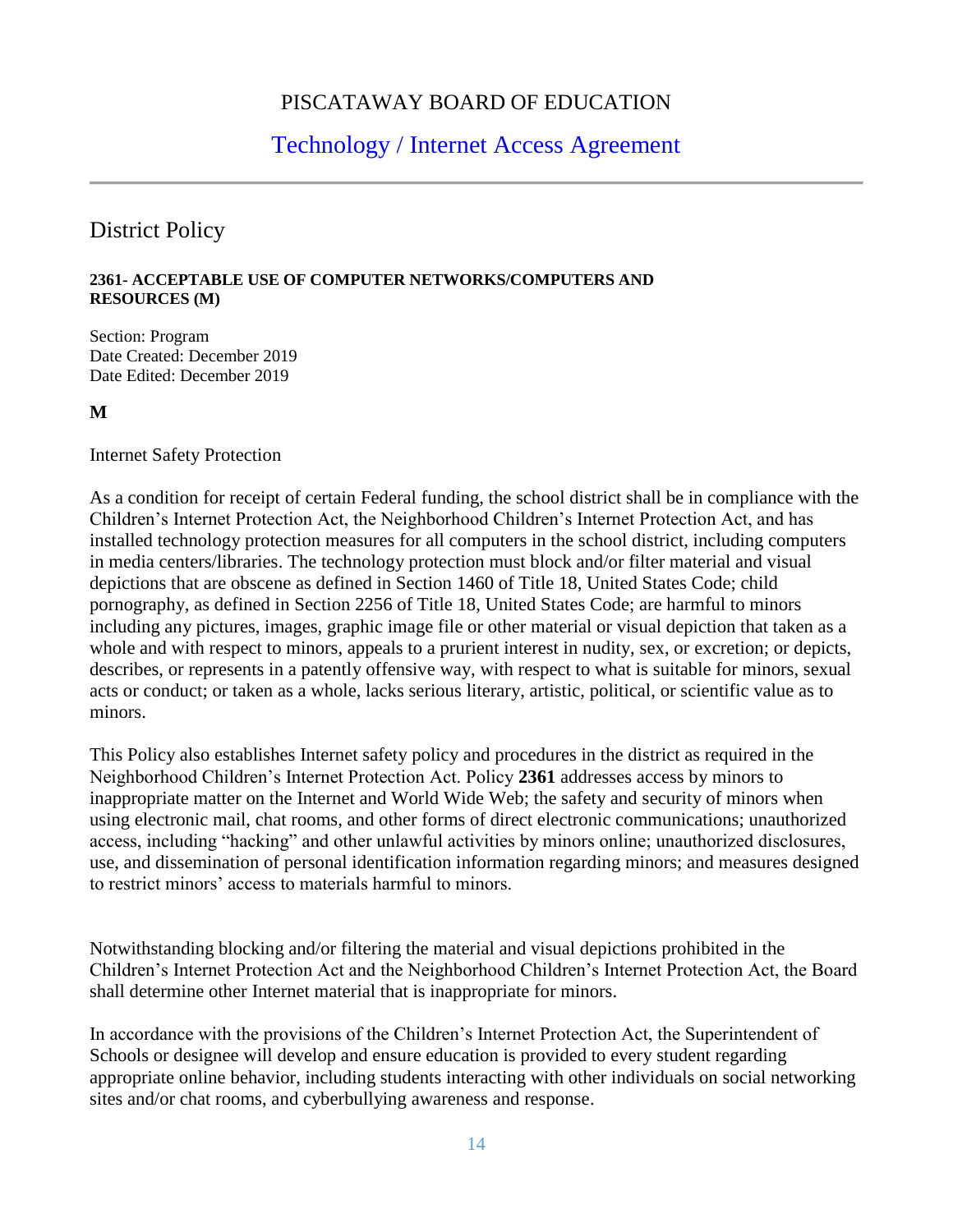# PISCATAWAY BOARD OF EDUCATION

## Technology / Internet Access Agreement

---

## District Policy

**2361- ACCEPTABLE USE OF COMPUTER NETWORKS/COMPUTERS AND RESOURCES (M)**

Section: Program
Date Created: December 2019
Date Edited: December 2019

**M**

Internet Safety Protection

As a condition for receipt of certain Federal funding, the school district shall be in compliance with the Children's Internet Protection Act, the Neighborhood Children's Internet Protection Act, and has installed technology protection measures for all computers in the school district, including computers in media centers/libraries. The technology protection must block and/or filter material and visual depictions that are obscene as defined in Section 1460 of Title 18, United States Code; child pornography, as defined in Section 2256 of Title 18, United States Code; are harmful to minors including any pictures, images, graphic image file or other material or visual depiction that taken as a whole and with respect to minors, appeals to a prurient interest in nudity, sex, or excretion; or depicts, describes, or represents in a patently offensive way, with respect to what is suitable for minors, sexual acts or conduct; or taken as a whole, lacks serious literary, artistic, political, or scientific value as to minors.

This Policy also establishes Internet safety policy and procedures in the district as required in the Neighborhood Children's Internet Protection Act. Policy **2361** addresses access by minors to inappropriate matter on the Internet and World Wide Web; the safety and security of minors when using electronic mail, chat rooms, and other forms of direct electronic communications; unauthorized access, including "hacking" and other unlawful activities by minors online; unauthorized disclosures, use, and dissemination of personal identification information regarding minors; and measures designed to restrict minors' access to materials harmful to minors.

Notwithstanding blocking and/or filtering the material and visual depictions prohibited in the Children's Internet Protection Act and the Neighborhood Children's Internet Protection Act, the Board shall determine other Internet material that is inappropriate for minors.

In accordance with the provisions of the Children's Internet Protection Act, the Superintendent of Schools or designee will develop and ensure education is provided to every student regarding appropriate online behavior, including students interacting with other individuals on social networking sites and/or chat rooms, and cyberbullying awareness and response.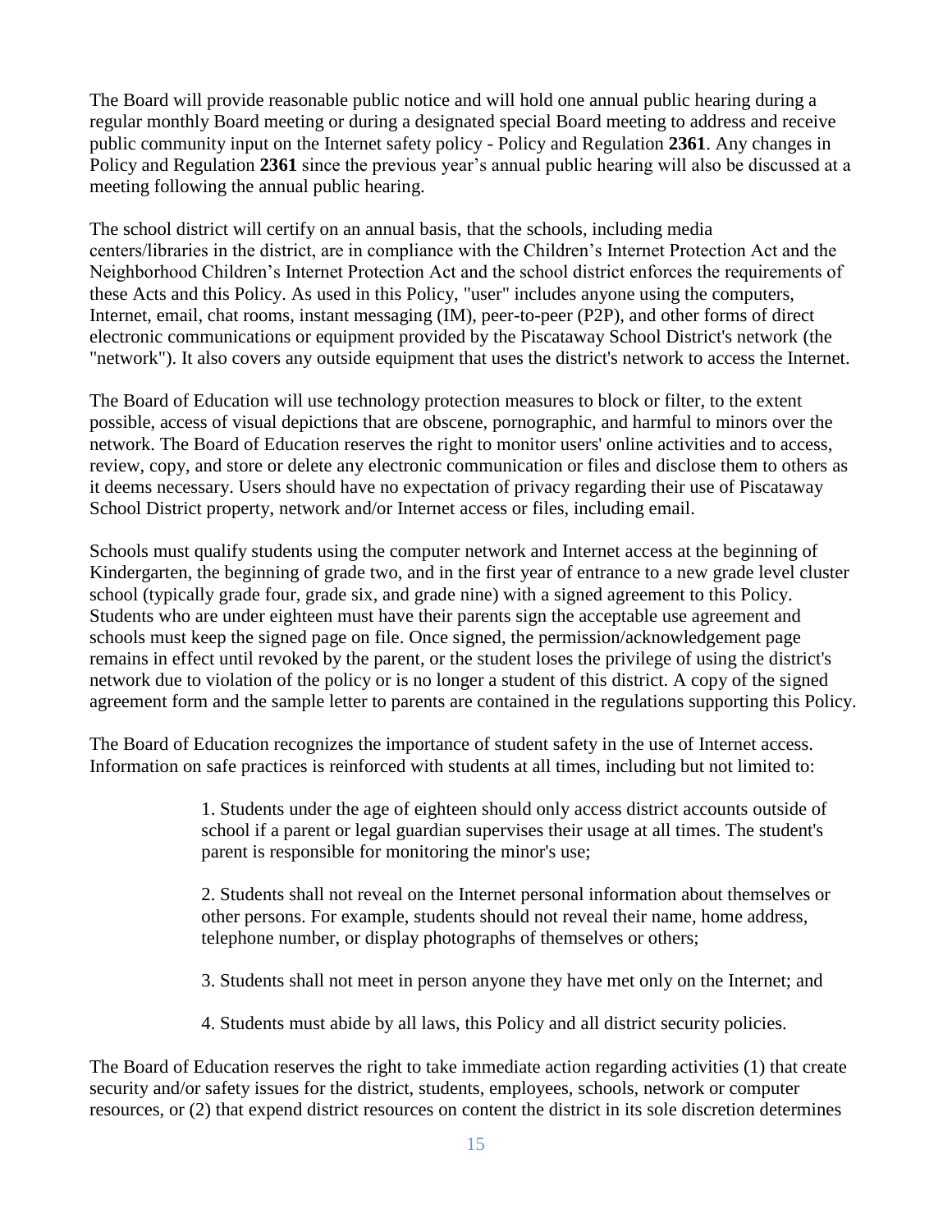The Board will provide reasonable public notice and will hold one annual public hearing during a regular monthly Board meeting or during a designated special Board meeting to address and receive public community input on the Internet safety policy - Policy and Regulation **2361**. Any changes in Policy and Regulation **2361** since the previous year's annual public hearing will also be discussed at a meeting following the annual public hearing.

The school district will certify on an annual basis, that the schools, including media centers/libraries in the district, are in compliance with the Children's Internet Protection Act and the Neighborhood Children's Internet Protection Act and the school district enforces the requirements of these Acts and this Policy. As used in this Policy, "user" includes anyone using the computers, Internet, email, chat rooms, instant messaging (IM), peer-to-peer (P2P), and other forms of direct electronic communications or equipment provided by the Piscataway School District's network (the "network"). It also covers any outside equipment that uses the district's network to access the Internet.

The Board of Education will use technology protection measures to block or filter, to the extent possible, access of visual depictions that are obscene, pornographic, and harmful to minors over the network. The Board of Education reserves the right to monitor users' online activities and to access, review, copy, and store or delete any electronic communication or files and disclose them to others as it deems necessary. Users should have no expectation of privacy regarding their use of Piscataway School District property, network and/or Internet access or files, including email.

Schools must qualify students using the computer network and Internet access at the beginning of Kindergarten, the beginning of grade two, and in the first year of entrance to a new grade level cluster school (typically grade four, grade six, and grade nine) with a signed agreement to this Policy. Students who are under eighteen must have their parents sign the acceptable use agreement and schools must keep the signed page on file. Once signed, the permission/acknowledgement page remains in effect until revoked by the parent, or the student loses the privilege of using the district's network due to violation of the policy or is no longer a student of this district. A copy of the signed agreement form and the sample letter to parents are contained in the regulations supporting this Policy.

The Board of Education recognizes the importance of student safety in the use of Internet access. Information on safe practices is reinforced with students at all times, including but not limited to:

1. Students under the age of eighteen should only access district accounts outside of school if a parent or legal guardian supervises their usage at all times. The student's parent is responsible for monitoring the minor's use;

2. Students shall not reveal on the Internet personal information about themselves or other persons. For example, students should not reveal their name, home address, telephone number, or display photographs of themselves or others;

3. Students shall not meet in person anyone they have met only on the Internet; and

4. Students must abide by all laws, this Policy and all district security policies.

The Board of Education reserves the right to take immediate action regarding activities (1) that create security and/or safety issues for the district, students, employees, schools, network or computer resources, or (2) that expend district resources on content the district in its sole discretion determines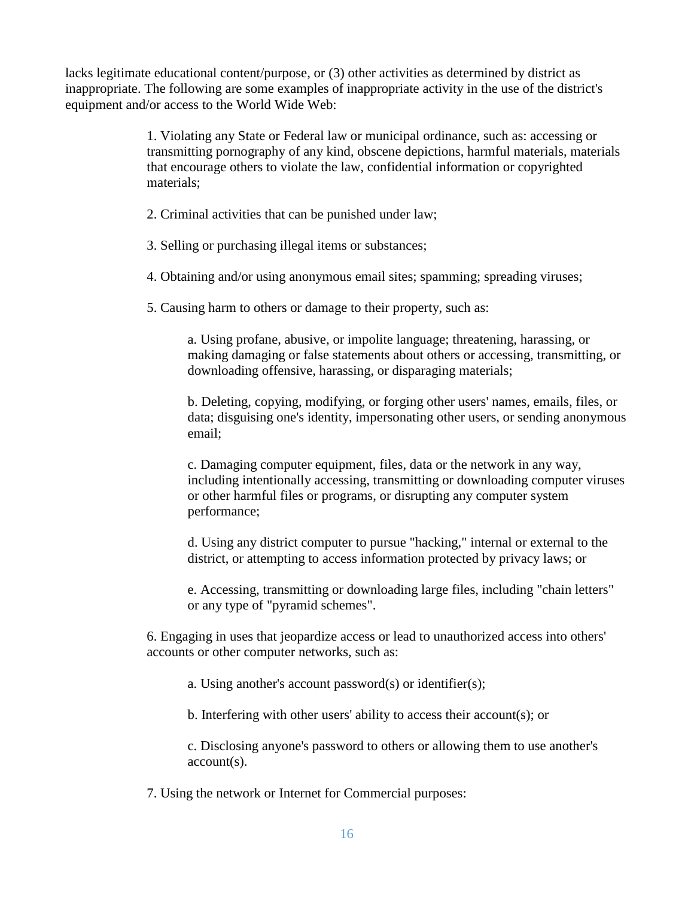lacks legitimate educational content/purpose, or (3) other activities as determined by district as inappropriate. The following are some examples of inappropriate activity in the use of the district's equipment and/or access to the World Wide Web:

1. Violating any State or Federal law or municipal ordinance, such as: accessing or transmitting pornography of any kind, obscene depictions, harmful materials, materials that encourage others to violate the law, confidential information or copyrighted materials;

2. Criminal activities that can be punished under law;

3. Selling or purchasing illegal items or substances;

4. Obtaining and/or using anonymous email sites; spamming; spreading viruses;

5. Causing harm to others or damage to their property, such as:

   a. Using profane, abusive, or impolite language; threatening, harassing, or making damaging or false statements about others or accessing, transmitting, or downloading offensive, harassing, or disparaging materials;

   b. Deleting, copying, modifying, or forging other users' names, emails, files, or data; disguising one's identity, impersonating other users, or sending anonymous email;

   c. Damaging computer equipment, files, data or the network in any way, including intentionally accessing, transmitting or downloading computer viruses or other harmful files or programs, or disrupting any computer system performance;

   d. Using any district computer to pursue "hacking," internal or external to the district, or attempting to access information protected by privacy laws; or

   e. Accessing, transmitting or downloading large files, including "chain letters" or any type of "pyramid schemes".

6. Engaging in uses that jeopardize access or lead to unauthorized access into others' accounts or other computer networks, such as:

   a. Using another's account password(s) or identifier(s);

   b. Interfering with other users' ability to access their account(s); or

   c. Disclosing anyone's password to others or allowing them to use another's account(s).

7. Using the network or Internet for Commercial purposes: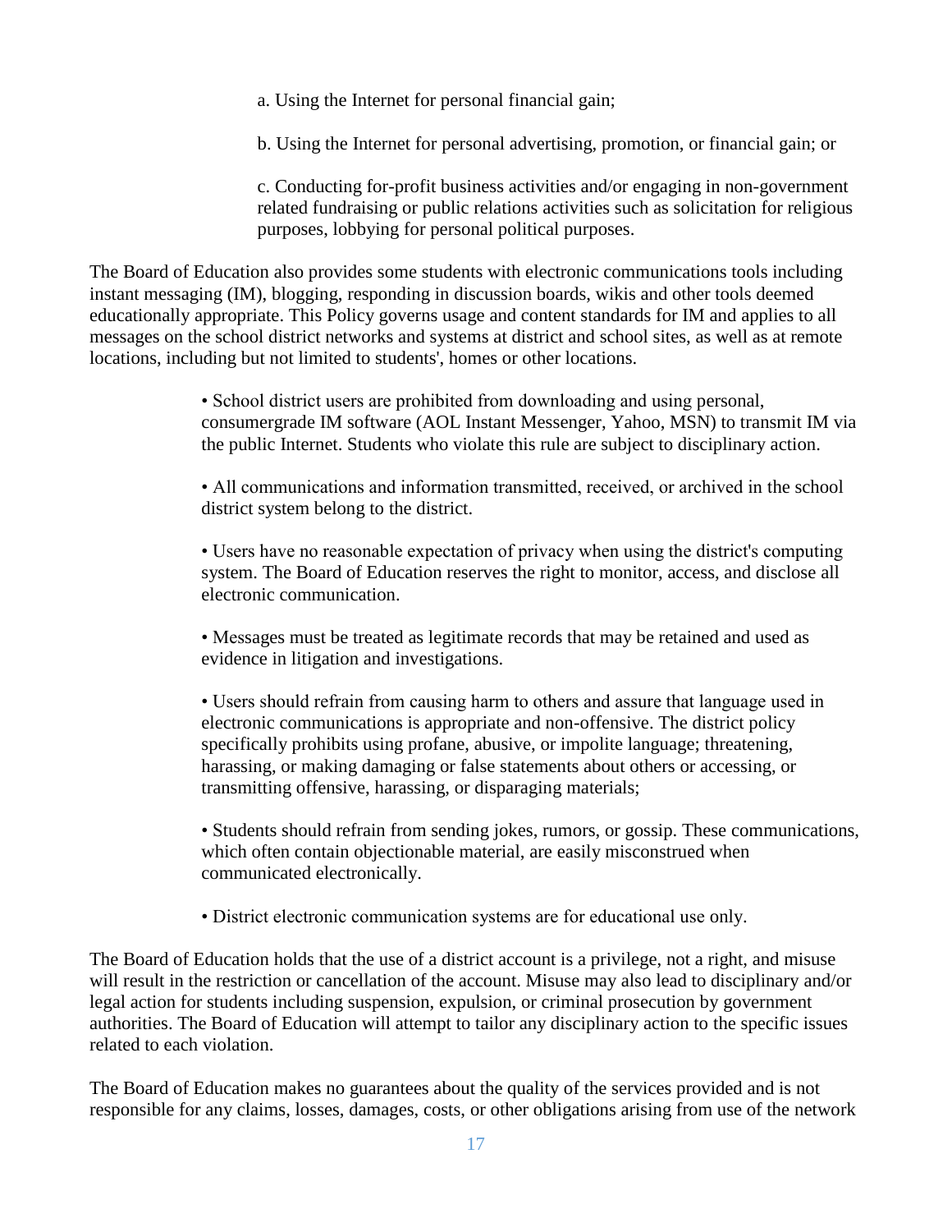a. Using the Internet for personal financial gain;

b. Using the Internet for personal advertising, promotion, or financial gain; or

c. Conducting for-profit business activities and/or engaging in non-government related fundraising or public relations activities such as solicitation for religious purposes, lobbying for personal political purposes.

The Board of Education also provides some students with electronic communications tools including instant messaging (IM), blogging, responding in discussion boards, wikis and other tools deemed educationally appropriate. This Policy governs usage and content standards for IM and applies to all messages on the school district networks and systems at district and school sites, as well as at remote locations, including but not limited to students', homes or other locations.

- School district users are prohibited from downloading and using personal, consumergrade IM software (AOL Instant Messenger, Yahoo, MSN) to transmit IM via the public Internet. Students who violate this rule are subject to disciplinary action.

- All communications and information transmitted, received, or archived in the school district system belong to the district.

- Users have no reasonable expectation of privacy when using the district's computing system. The Board of Education reserves the right to monitor, access, and disclose all electronic communication.

- Messages must be treated as legitimate records that may be retained and used as evidence in litigation and investigations.

- Users should refrain from causing harm to others and assure that language used in electronic communications is appropriate and non-offensive. The district policy specifically prohibits using profane, abusive, or impolite language; threatening, harassing, or making damaging or false statements about others or accessing, or transmitting offensive, harassing, or disparaging materials;

- Students should refrain from sending jokes, rumors, or gossip. These communications, which often contain objectionable material, are easily misconstrued when communicated electronically.

- District electronic communication systems are for educational use only.

The Board of Education holds that the use of a district account is a privilege, not a right, and misuse will result in the restriction or cancellation of the account. Misuse may also lead to disciplinary and/or legal action for students including suspension, expulsion, or criminal prosecution by government authorities. The Board of Education will attempt to tailor any disciplinary action to the specific issues related to each violation.

The Board of Education makes no guarantees about the quality of the services provided and is not responsible for any claims, losses, damages, costs, or other obligations arising from use of the network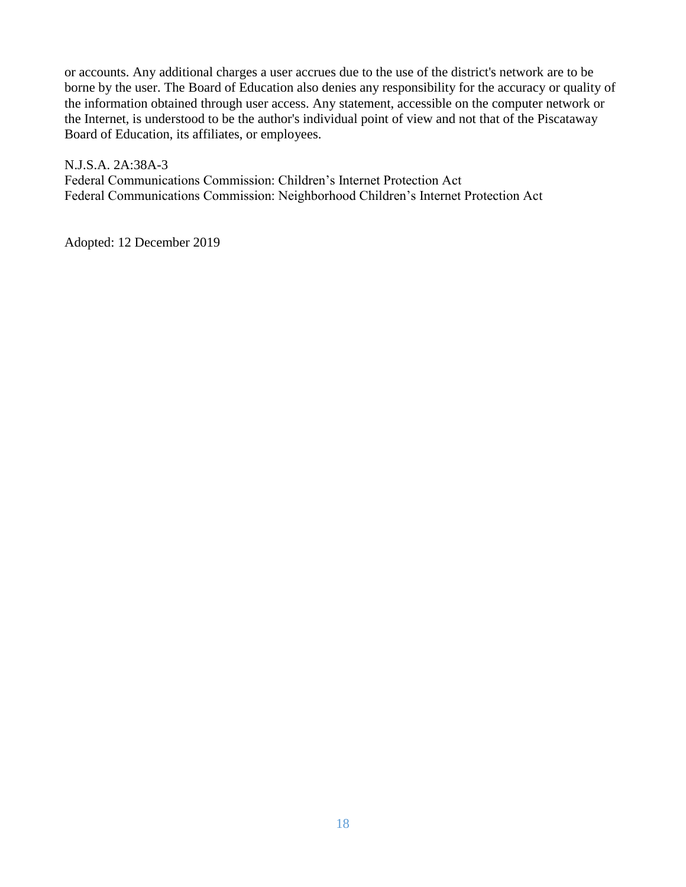or accounts. Any additional charges a user accrues due to the use of the district's network are to be borne by the user. The Board of Education also denies any responsibility for the accuracy or quality of the information obtained through user access. Any statement, accessible on the computer network or the Internet, is understood to be the author's individual point of view and not that of the Piscataway Board of Education, its affiliates, or employees.

N.J.S.A. 2A:38A-3
Federal Communications Commission: Children's Internet Protection Act
Federal Communications Commission: Neighborhood Children's Internet Protection Act

Adopted: 12 December 2019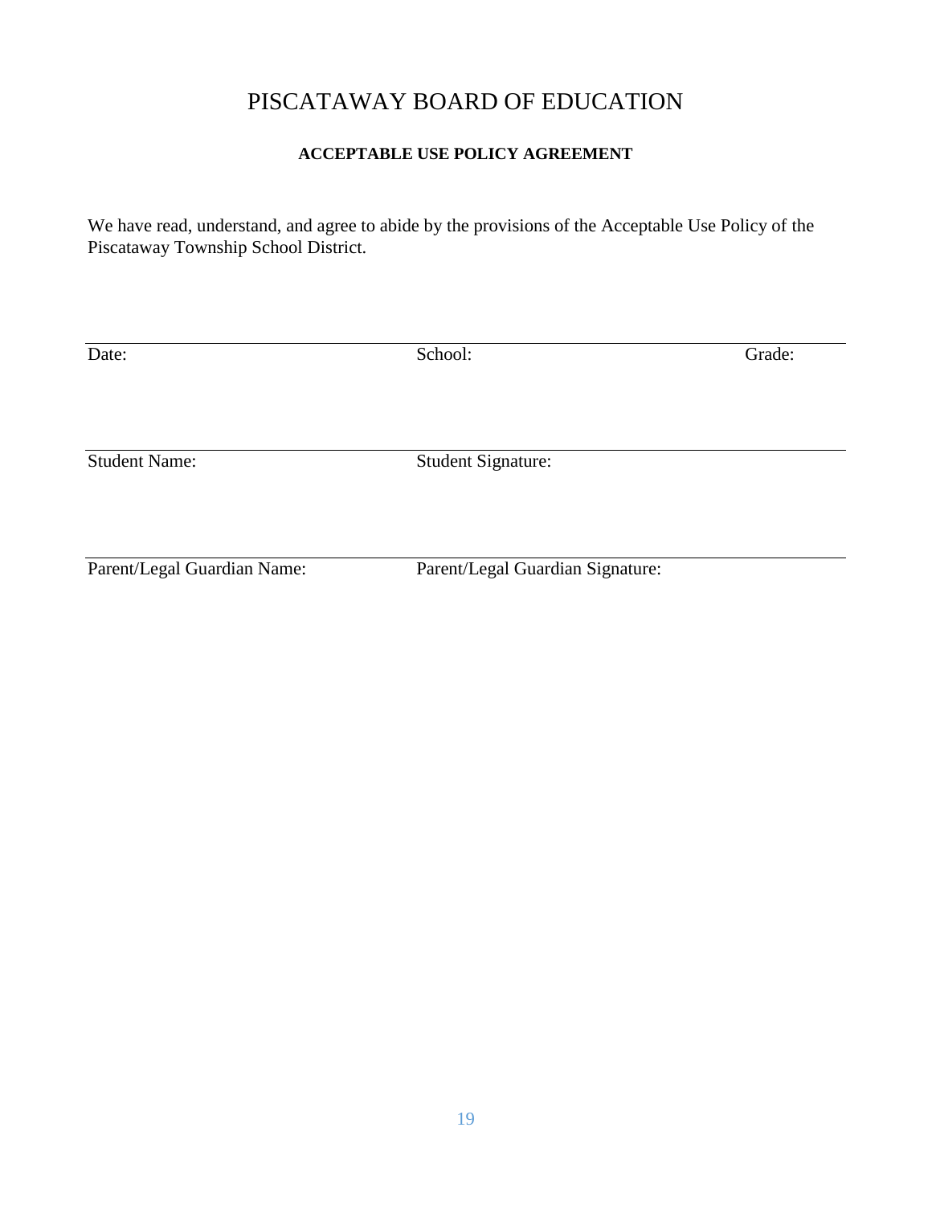# PISCATAWAY BOARD OF EDUCATION

**ACCEPTABLE USE POLICY AGREEMENT**

We have read, understand, and agree to abide by the provisions of the Acceptable Use Policy of the Piscataway Township School District.

| | | |
|---|---|---|
| Date: | School: | Grade: |
| Student Name: | Student Signature: | |
| Parent/Legal Guardian Name: | Parent/Legal Guardian Signature: | |